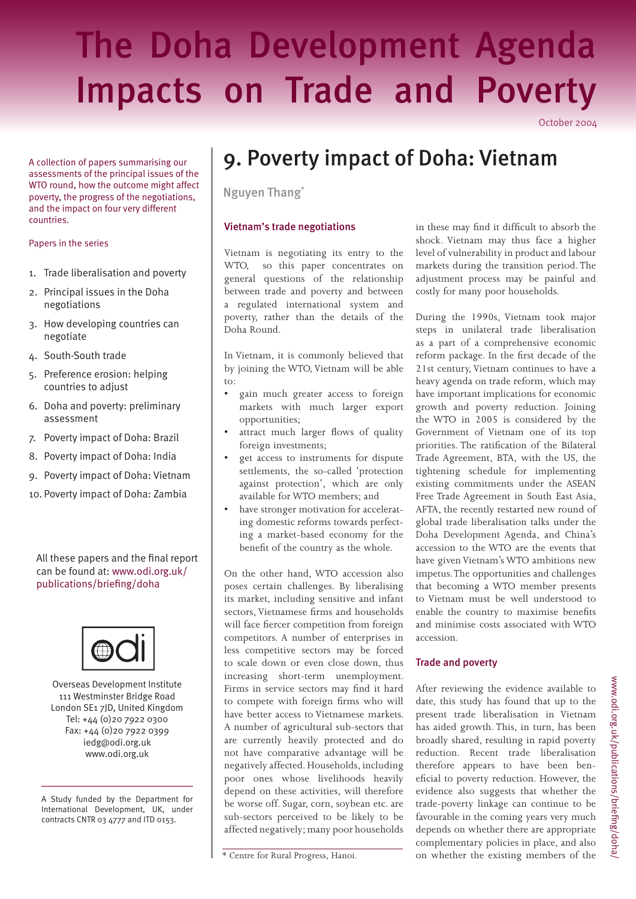# The Doha Development Agenda Impacts on Trade and Poverty

October 2004

A collection of papers summarising our assessments of the principal issues of the WTO round, how the outcome might affect poverty, the progress of the negotiations, and the impact on four very different countries.

Papers in the series

1. Trade liberalisation and poverty
2. Principal issues in the Doha negotiations
3. How developing countries can negotiate
4. South-South trade
5. Preference erosion: helping countries to adjust
6. Doha and poverty: preliminary assessment
7. Poverty impact of Doha: Brazil
8. Poverty impact of Doha: India
9. Poverty impact of Doha: Vietnam
10. Poverty impact of Doha: Zambia

All these papers and the final report can be found at: www.odi.org.uk/publications/briefing/doha

Overseas Development Institute
111 Westminster Bridge Road
London SE1 7JD, United Kingdom
Tel: +44 (0)20 7922 0300
Fax: +44 (0)20 7922 0399
iedg@odi.org.uk
www.odi.org.uk

A Study funded by the Department for International Development, UK, under contracts CNTR 03 4777 and ITD 0153.

## 9. Poverty impact of Doha: Vietnam

Nguyen Thang*

### Vietnam's trade negotiations

Vietnam is negotiating its entry to the WTO, so this paper concentrates on general questions of the relationship between trade and poverty and between a regulated international system and poverty, rather than the details of the Doha Round.

In Vietnam, it is commonly believed that by joining the WTO, Vietnam will be able to:

- gain much greater access to foreign markets with much larger export opportunities;
- attract much larger flows of quality foreign investments;
- get access to instruments for dispute settlements, the so-called 'protection against protection', which are only available for WTO members; and
- have stronger motivation for accelerating domestic reforms towards perfecting a market-based economy for the benefit of the country as the whole.

On the other hand, WTO accession also poses certain challenges. By liberalising its market, including sensitive and infant sectors, Vietnamese firms and households will face fiercer competition from foreign competitors. A number of enterprises in less competitive sectors may be forced to scale down or even close down, thus increasing short-term unemployment. Firms in service sectors may find it hard to compete with foreign firms who will have better access to Vietnamese markets. A number of agricultural sub-sectors that are currently heavily protected and do not have comparative advantage will be negatively affected. Households, including poor ones whose livelihoods heavily depend on these activities, will therefore be worse off. Sugar, corn, soybean etc. are sub-sectors perceived to be likely to be affected negatively; many poor households in these may find it difficult to absorb the shock. Vietnam may thus face a higher level of vulnerability in product and labour markets during the transition period. The adjustment process may be painful and costly for many poor households.

During the 1990s, Vietnam took major steps in unilateral trade liberalisation as a part of a comprehensive economic reform package. In the first decade of the 21st century, Vietnam continues to have a heavy agenda on trade reform, which may have important implications for economic growth and poverty reduction. Joining the WTO in 2005 is considered by the Government of Vietnam one of its top priorities. The ratification of the Bilateral Trade Agreement, BTA, with the US, the tightening schedule for implementing existing commitments under the ASEAN Free Trade Agreement in South East Asia, AFTA, the recently restarted new round of global trade liberalisation talks under the Doha Development Agenda, and China's accession to the WTO are the events that have given Vietnam's WTO ambitions new impetus. The opportunities and challenges that becoming a WTO member presents to Vietnam must be well understood to enable the country to maximise benefits and minimise costs associated with WTO accession.

### Trade and poverty

After reviewing the evidence available to date, this study has found that up to the present trade liberalisation in Vietnam has aided growth. This, in turn, has been broadly shared, resulting in rapid poverty reduction. Recent trade liberalisation therefore appears to have been beneficial to poverty reduction. However, the evidence also suggests that whether the trade-poverty linkage can continue to be favourable in the coming years very much depends on whether there are appropriate complementary policies in place, and also on whether the existing members of the

\* Centre for Rural Progress, Hanoi.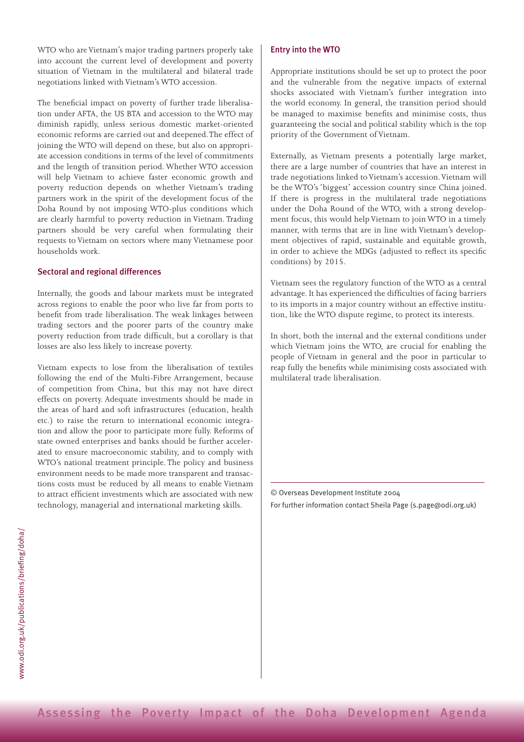WTO who are Vietnam's major trading partners properly take into account the current level of development and poverty situation of Vietnam in the multilateral and bilateral trade negotiations linked with Vietnam's WTO accession.

The beneficial impact on poverty of further trade liberalisation under AFTA, the US BTA and accession to the WTO may diminish rapidly, unless serious domestic market-oriented economic reforms are carried out and deepened. The effect of joining the WTO will depend on these, but also on appropriate accession conditions in terms of the level of commitments and the length of transition period. Whether WTO accession will help Vietnam to achieve faster economic growth and poverty reduction depends on whether Vietnam's trading partners work in the spirit of the development focus of the Doha Round by not imposing WTO-plus conditions which are clearly harmful to poverty reduction in Vietnam. Trading partners should be very careful when formulating their requests to Vietnam on sectors where many Vietnamese poor households work.

### Sectoral and regional differences

Internally, the goods and labour markets must be integrated across regions to enable the poor who live far from ports to benefit from trade liberalisation. The weak linkages between trading sectors and the poorer parts of the country make poverty reduction from trade difficult, but a corollary is that losses are also less likely to increase poverty.

Vietnam expects to lose from the liberalisation of textiles following the end of the Multi-Fibre Arrangement, because of competition from China, but this may not have direct effects on poverty. Adequate investments should be made in the areas of hard and soft infrastructures (education, health etc.) to raise the return to international economic integration and allow the poor to participate more fully. Reforms of state owned enterprises and banks should be further accelerated to ensure macroeconomic stability, and to comply with WTO's national treatment principle. The policy and business environment needs to be made more transparent and transactions costs must be reduced by all means to enable Vietnam to attract efficient investments which are associated with new technology, managerial and international marketing skills.

### Entry into the WTO

Appropriate institutions should be set up to protect the poor and the vulnerable from the negative impacts of external shocks associated with Vietnam's further integration into the world economy. In general, the transition period should be managed to maximise benefits and minimise costs, thus guaranteeing the social and political stability which is the top priority of the Government of Vietnam.

Externally, as Vietnam presents a potentially large market, there are a large number of countries that have an interest in trade negotiations linked to Vietnam's accession. Vietnam will be the WTO's 'biggest' accession country since China joined. If there is progress in the multilateral trade negotiations under the Doha Round of the WTO, with a strong development focus, this would help Vietnam to join WTO in a timely manner, with terms that are in line with Vietnam's development objectives of rapid, sustainable and equitable growth, in order to achieve the MDGs (adjusted to reflect its specific conditions) by 2015.

Vietnam sees the regulatory function of the WTO as a central advantage. It has experienced the difficulties of facing barriers to its imports in a major country without an effective institution, like the WTO dispute regime, to protect its interests.

In short, both the internal and the external conditions under which Vietnam joins the WTO, are crucial for enabling the people of Vietnam in general and the poor in particular to reap fully the benefits while minimising costs associated with multilateral trade liberalisation.

---

© Overseas Development Institute 2004

For further information contact Sheila Page (s.page@odi.org.uk)